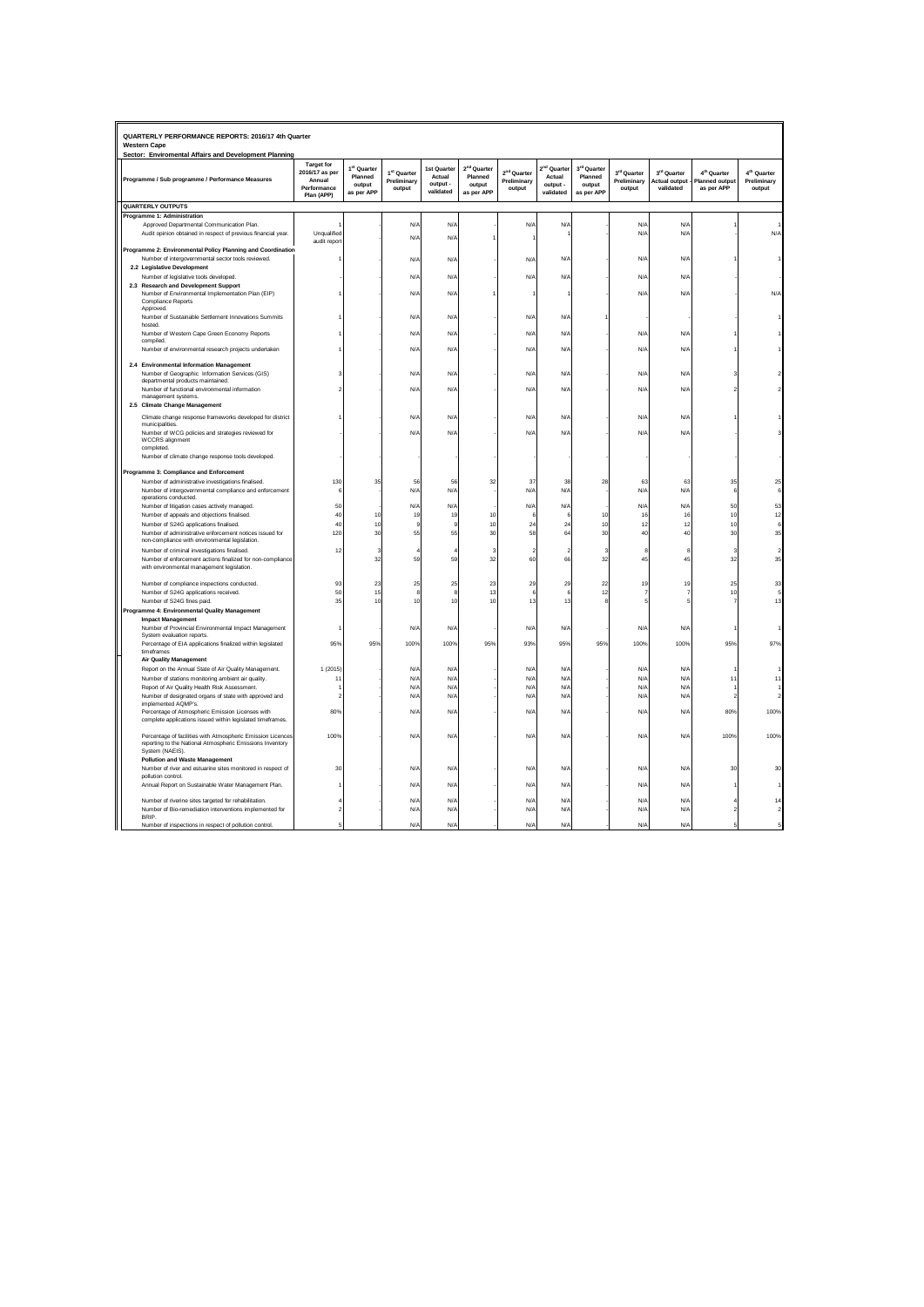**QUARTERLY PERFORMANCE REPORTS: 2016/17 4th Quarter**
**Western Cape**
**Sector: Enviromental Affairs and Development Planning**

| Programme / Sub programme / Performance Measures | Target for 2016/17 as per Annual Performance Plan (APP) | 1st Quarter Planned output as per APP | 1st Quarter Preliminary output | 1st Quarter Actual output - validated | 2nd Quarter Planned output as per APP | 2nd Quarter Preliminary output | 2nd Quarter Actual output - validated | 3rd Quarter Planned output as per APP | 3rd Quarter Preliminary output | 3rd Quarter Actual output - validated | 4th Quarter Planned output as per APP | 4th Quarter Preliminary output |
|---|---|---|---|---|---|---|---|---|---|---|---|---|
| **QUARTERLY OUTPUTS** | | | | | | | | | | | | |
| **Programme 1: Administration** | | | | | | | | | | | | |
| Approved Departmental Communication Plan. | 1 | | N/A | N/A | | N/A | N/A | | N/A | N/A | 1 | 1 |
| Audit opinion obtained in respect of previous financial year. | Unqualified audit report | | N/A | N/A | 1 | 1 | 1 | | N/A | N/A | - | N/A |
| **Programme 2: Environmental Policy Planning and Coordination** | | | | | | | | | | | | |
| Number of intergovernmental sector tools reviewed. | 1 | | N/A | N/A | | N/A | N/A | | N/A | N/A | 1 | 1 |
| **2.2 Legislative Development** | | | | | | | | | | | | |
| Number of legislative tools developed. | - | | N/A | N/A | | N/A | N/A | | N/A | N/A | | - |
| **2.3 Research and Development Support** | | | | | | | | | | | | |
| Number of Environmental Implementation Plan (EIP) Compliance Reports Approved. | 1 | | N/A | N/A | 1 | 1 | 1 | | N/A | N/A | | N/A |
| Number of Sustainable Settlement Innovations Summits hosted. | 1 | | N/A | N/A | | N/A | N/A | 1 | - | - | | 1 |
| Number of Western Cape Green Economy Reports compiled. | 1 | | N/A | N/A | | N/A | N/A | | N/A | N/A | 1 | 1 |
| Number of environmental research projects undertaken | 1 | | N/A | N/A | | N/A | N/A | | N/A | N/A | 1 | 1 |
| **2.4 Environmental Information Management** | | | | | | | | | | | | |
| Number of Geographic Information Services (GIS) departmental products maintained. | 3 | | N/A | N/A | | N/A | N/A | | N/A | N/A | 3 | 2 |
| Number of functional environmental information management systems. | 2 | | N/A | N/A | | N/A | N/A | | N/A | N/A | 2 | 2 |
| **2.5 Climate Change Management** | | | | | | | | | | | | |
| Climate change response frameworks developed for district municipalities. | 1 | | N/A | N/A | | N/A | N/A | | N/A | N/A | 1 | 1 |
| Number of WCG policies and strategies reviewed for WCCRS alignment completed. | - | | N/A | N/A | | N/A | N/A | | N/A | N/A | | 3 |
| Number of climate change response tools developed. | - | | - | - | | - | - | | - | - | | - |
| **Programme 3: Compliance and Enforcement** | | | | | | | | | | | | |
| Number of administrative investigations finalised. | 130 | 35 | 56 | 56 | 32 | 37 | 38 | 28 | 63 | 63 | 35 | 25 |
| Number of intergovernmental compliance and enforcement operations conducted. | 6 | | N/A | N/A | | N/A | N/A | | N/A | N/A | 6 | 6 |
| Number of litigation cases actively managed. | 50 | | N/A | N/A | - | N/A | N/A | - | N/A | N/A | 50 | 53 |
| Number of appeals and objections finalised. | 40 | 10 | 19 | 19 | 10 | 6 | 6 | 10 | 16 | 16 | 10 | 12 |
| Number of S24G applications finalised. | 40 | 10 | 9 | 9 | 10 | 24 | 24 | 10 | 12 | 12 | 10 | 6 |
| Number of administrative enforcement notices issued for non-compliance with environmental legislation. | 120 | 30 | 55 | 55 | 30 | 58 | 64 | 30 | 40 | 40 | 30 | 35 |
| Number of criminal investigations finalised. | 12 | 3 | 4 | 4 | 3 | 2 | 2 | 3 | 8 | 8 | 3 | 2 |
| Number of enforcement actions finalized for non-compliance with environmental management legislation. | | 32 | 59 | 59 | 32 | 60 | 66 | 32 | 45 | 45 | 32 | 35 |
| Number of compliance inspections conducted. | 93 | 23 | 25 | 25 | 23 | 29 | 29 | 22 | 19 | 19 | 25 | 33 |
| Number of S24G applications received. | 50 | 15 | 8 | 8 | 13 | 6 | 6 | 12 | 7 | 7 | 10 | 5 |
| Number of S24G fines paid. | 35 | 10 | 10 | 10 | 10 | 13 | 13 | 8 | 5 | 5 | 7 | 13 |
| **Programme 4: Environmental Quality Management** | | | | | | | | | | | | |
| **Impact Management** | | | | | | | | | | | | |
| Number of Provincial Environmental Impact Management System evaluation reports. | 1 | | N/A | N/A | | N/A | N/A | | N/A | N/A | 1 | 1 |
| Percentage of EIA applications finalized within legislated timeframes | 95% | 95% | 100% | 100% | 95% | 93% | 95% | 95% | 100% | 100% | 95% | 97% |
| **Air Quality Management** | | | | | | | | | | | | |
| Report on the Annual State of Air Quality Management. | 1 (2015) | | N/A | N/A | | N/A | N/A | | N/A | N/A | 1 | 1 |
| Number of stations monitoring ambient air quality. | 11 | | N/A | N/A | | N/A | N/A | | N/A | N/A | 11 | 11 |
| Report of Air Quality Health Risk Assessment. | 1 | | N/A | N/A | | N/A | N/A | | N/A | N/A | 1 | 1 |
| Number of designated organs of state with approved and implemented AQMP's. | 2 | | N/A | N/A | | N/A | N/A | | N/A | N/A | 2 | 2 |
| Percentage of Atmospheric Emission Licenses with complete applications issued within legislated timeframes. | 80% | | N/A | N/A | | N/A | N/A | | N/A | N/A | 80% | 100% |
| Percentage of facilities with Atmospheric Emission Licences reporting to the National Atmospheric Emissions Inventory System (NAEIS). | 100% | | N/A | N/A | | N/A | N/A | | N/A | N/A | 100% | 100% |
| **Pollution and Waste Management** | | | | | | | | | | | | |
| Number of river and estuarine sites monitored in respect of pollution control. | 30 | | N/A | N/A | | N/A | N/A | | N/A | N/A | 30 | 30 |
| Annual Report on Sustainable Water Management Plan. | 1 | | N/A | N/A | | N/A | N/A | | N/A | N/A | 1 | 1 |
| Number of riverine sites targeted for rehabilitation. | 4 | | N/A | N/A | | N/A | N/A | | N/A | N/A | 4 | 14 |
| Number of Bio-remediation interventions implemented for BRIP. | 2 | | N/A | N/A | | N/A | N/A | | N/A | N/A | 2 | 2 |
| Number of inspections in respect of pollution control. | 5 | | N/A | N/A | | N/A | N/A | | N/A | N/A | 5 | 5 |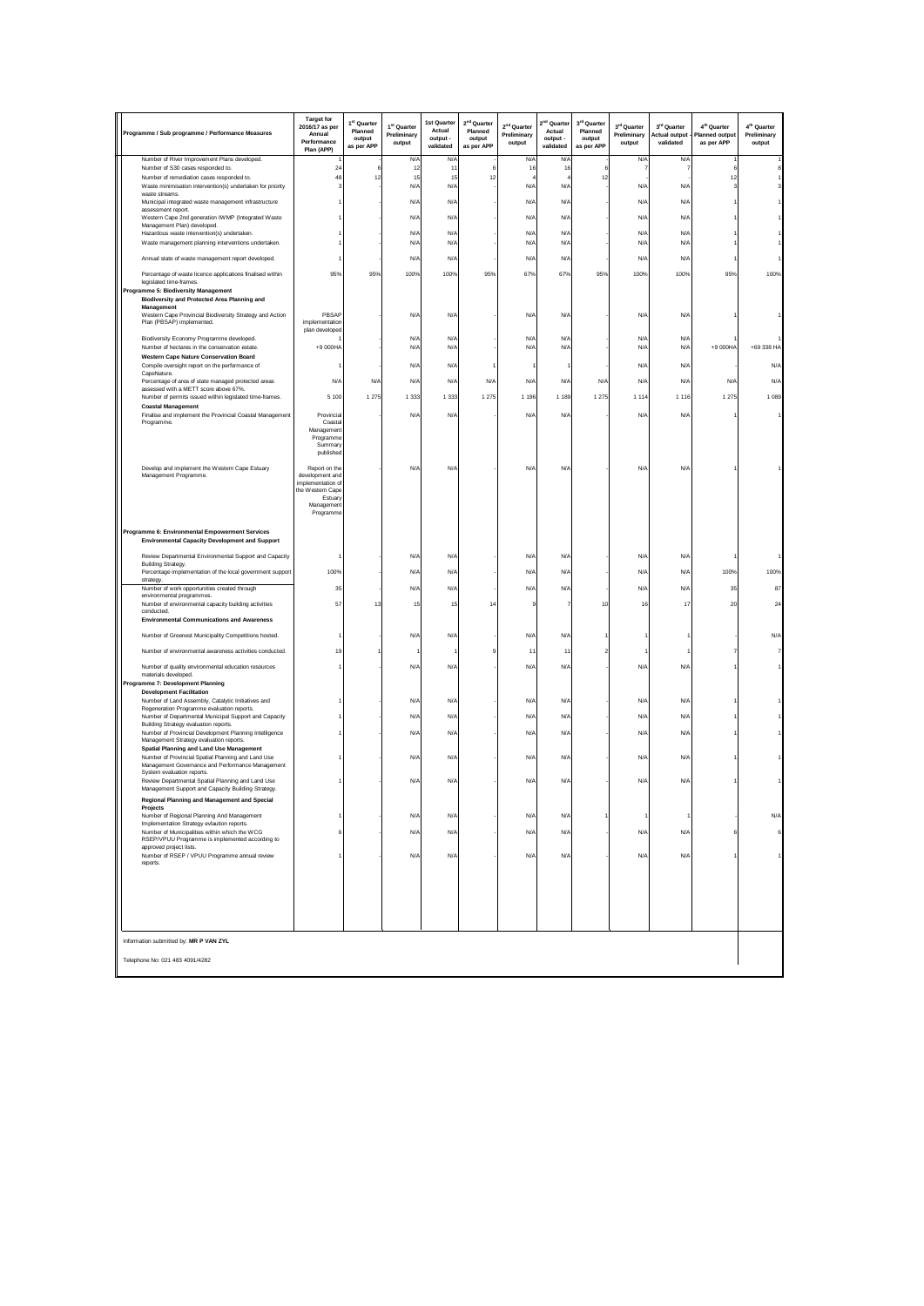| Programme / Sub programme / Performance Measures | Target for 2016/17 as per Annual Performance Plan (APP) | 1st Quarter Planned output as per APP | 1st Quarter Preliminary output | 1st Quarter Actual output - validated | 2nd Quarter Planned output as per APP | 2nd Quarter Preliminary output | 2nd Quarter Actual output - validated | 3rd Quarter Planned output as per APP | 3rd Quarter Preliminary output | 3rd Quarter Actual output - validated | 4th Quarter Planned output as per APP | 4th Quarter Preliminary output |
|---|---|---|---|---|---|---|---|---|---|---|---|---|
| Number of River Improvement Plans developed. | 1 | - | N/A | N/A | - | N/A | N/A | - | N/A | N/A | 1 | 1 |
| Number of S30 cases responded to. | 24 | 6 | 12 | 11 | 6 | 16 | 16 | 6 | 7 | 7 | 6 | 8 |
| Number of remediation cases responded to. | 48 | 12 | 15 | 15 | 12 | 4 | 4 | 12 | - | - | 12 | 1 |
| Waste minimisation intervention(s) undertaken for priority waste streams. | 3 | - | N/A | N/A | - | N/A | N/A | - | N/A | N/A | 3 | 3 |
| Municipal integrated waste management infrastructure assessment report. | 1 | - | N/A | N/A | - | N/A | N/A | - | N/A | N/A | 1 | 1 |
| Western Cape 2nd generation IWMP (Integrated Waste Management Plan) developed. | 1 | - | N/A | N/A | - | N/A | N/A | - | N/A | N/A | 1 | 1 |
| Hazardous waste intervention(s) undertaken. | 1 | - | N/A | N/A | - | N/A | N/A | - | N/A | N/A | 1 | 1 |
| Waste management planning interventions undertaken. | 1 | - | N/A | N/A | - | N/A | N/A | - | N/A | N/A | 1 | 1 |
| Annual state of waste management report developed. | 1 | - | N/A | N/A | - | N/A | N/A | - | N/A | N/A | 1 | 1 |
| Percentage of waste licence applications finalised within legislated time-frames. | 95% | 95% | 100% | 100% | 95% | 67% | 67% | 95% | 100% | 100% | 95% | 100% |
| **Programme 5: Biodiversity Management** | | | | | | | | | | | | |
| **Biodiversity and Protected Area Planning and Management** | | | | | | | | | | | | |
| Western Cape Provincial Biodiversity Strategy and Action Plan (PBSAP) implemented. | PBSAP implementation plan developed | - | N/A | N/A | - | N/A | N/A | - | N/A | N/A | 1 | 1 |
| Biodiversity Economy Programme developed. | 1 | - | N/A | N/A | - | N/A | N/A | - | N/A | N/A | 1 | 1 |
| Number of hectares in the conservation estate. | +9 000HA | - | N/A | N/A | - | N/A | N/A | - | N/A | N/A | +9 000HA | +69 338 HA |
| **Western Cape Nature Conservation Board** | | | | | | | | | | | | |
| Compile oversight report on the performance of CapeNature. | 1 | - | N/A | N/A | 1 | 1 | 1 | - | N/A | N/A | - | N/A |
| Percentage of area of state managed protected areas assessed with a METT score above 67%. | N/A | N/A | N/A | N/A | N/A | N/A | N/A | N/A | N/A | N/A | N/A | N/A |
| Number of permits issued within legislated time-frames. | 5 100 | 1 275 | 1 333 | 1 333 | 1 275 | 1 196 | 1 189 | 1 275 | 1 114 | 1 116 | 1 275 | 1 089 |
| **Coastal Management** | | | | | | | | | | | | |
| Finalise and implement the Provincial Coastal Management Programme. | Provincial Coastal Management Programme Summary published | - | N/A | N/A | - | N/A | N/A | - | N/A | N/A | 1 | 1 |
| Develop and implement the Western Cape Estuary Management Programme. | Report on the development and implementation of the Western Cape Estuary Management Programme | - | N/A | N/A | - | N/A | N/A | - | N/A | N/A | 1 | 1 |
| **Programme 6: Environmental Empowerment Services** | | | | | | | | | | | | |
| **Environmental Capacity Development and Support** | | | | | | | | | | | | |
| Review Departmental Environmental Support and Capacity Building Strategy. | 1 | - | N/A | N/A | - | N/A | N/A | - | N/A | N/A | 1 | 1 |
| Percentage implementation of the local government support strategy. | 100% | - | N/A | N/A | - | N/A | N/A | - | N/A | N/A | 100% | 100% |
| Number of work opportunities created through environmental programmes. | 35 | - | N/A | N/A | - | N/A | N/A | - | N/A | N/A | 35 | 87 |
| Number of environmental capacity building activities conducted. | 57 | 13 | 15 | 15 | 14 | 9 | 7 | 10 | 16 | 17 | 20 | 24 |
| **Environmental Communications and Awareness** | | | | | | | | | | | | |
| Number of Greenest Municipality Competitions hosted. | 1 | - | N/A | N/A | - | N/A | N/A | 1 | 1 | 1 | - | N/A |
| Number of environmental awareness activities conducted. | 19 | 1 | 1 | 1 | 9 | 11 | 11 | 2 | 1 | 1 | 7 | 7 |
| Number of quality environmental education resources materials developed. | 1 | - | N/A | N/A | - | N/A | N/A | - | N/A | N/A | 1 | 1 |
| **Programme 7: Development Planning** | | | | | | | | | | | | |
| **Development Facilitation** | | | | | | | | | | | | |
| Number of Land Assembly, Catalytic Initiatives and Regeneration Programme evaluation reports. | 1 | - | N/A | N/A | - | N/A | N/A | - | N/A | N/A | 1 | 1 |
| Number of Departmental Municipal Support and Capacity Building Strategy evaluation reports. | 1 | - | N/A | N/A | - | N/A | N/A | - | N/A | N/A | 1 | 1 |
| Number of Provincial Development Planning Intelligence Management Strategy evaluation reports. | 1 | - | N/A | N/A | - | N/A | N/A | - | N/A | N/A | 1 | 1 |
| **Spatial Planning and Land Use Management** | | | | | | | | | | | | |
| Number of Provincial Spatial Planning and Land Use Management Governance and Performance Management System evaluation reports. | 1 | - | N/A | N/A | - | N/A | N/A | - | N/A | N/A | 1 | 1 |
| Review Departmental Spatial Planning and Land Use Management Support and Capacity Building Strategy. | 1 | - | N/A | N/A | - | N/A | N/A | - | N/A | N/A | 1 | 1 |
| **Regional Planning and Management and Special Projects** | | | | | | | | | | | | |
| Number of Regional Planning And Management Implementation Strategy evluation reports. | 1 | - | N/A | N/A | - | N/A | N/A | 1 | 1 | 1 | - | N/A |
| Number of Municipalities within which the WCG RSEP/VPUU Programme is implemented according to approved project lists. | 6 | - | N/A | N/A | - | N/A | N/A | - | N/A | N/A | 6 | 6 |
| Number of RSEP / VPUU Programme annual review reports. | 1 | - | N/A | N/A | - | N/A | N/A | - | N/A | N/A | 1 | 1 |

Information submitted by: **MR P VAN ZYL**

Telephone No: 021 483 4091/4282